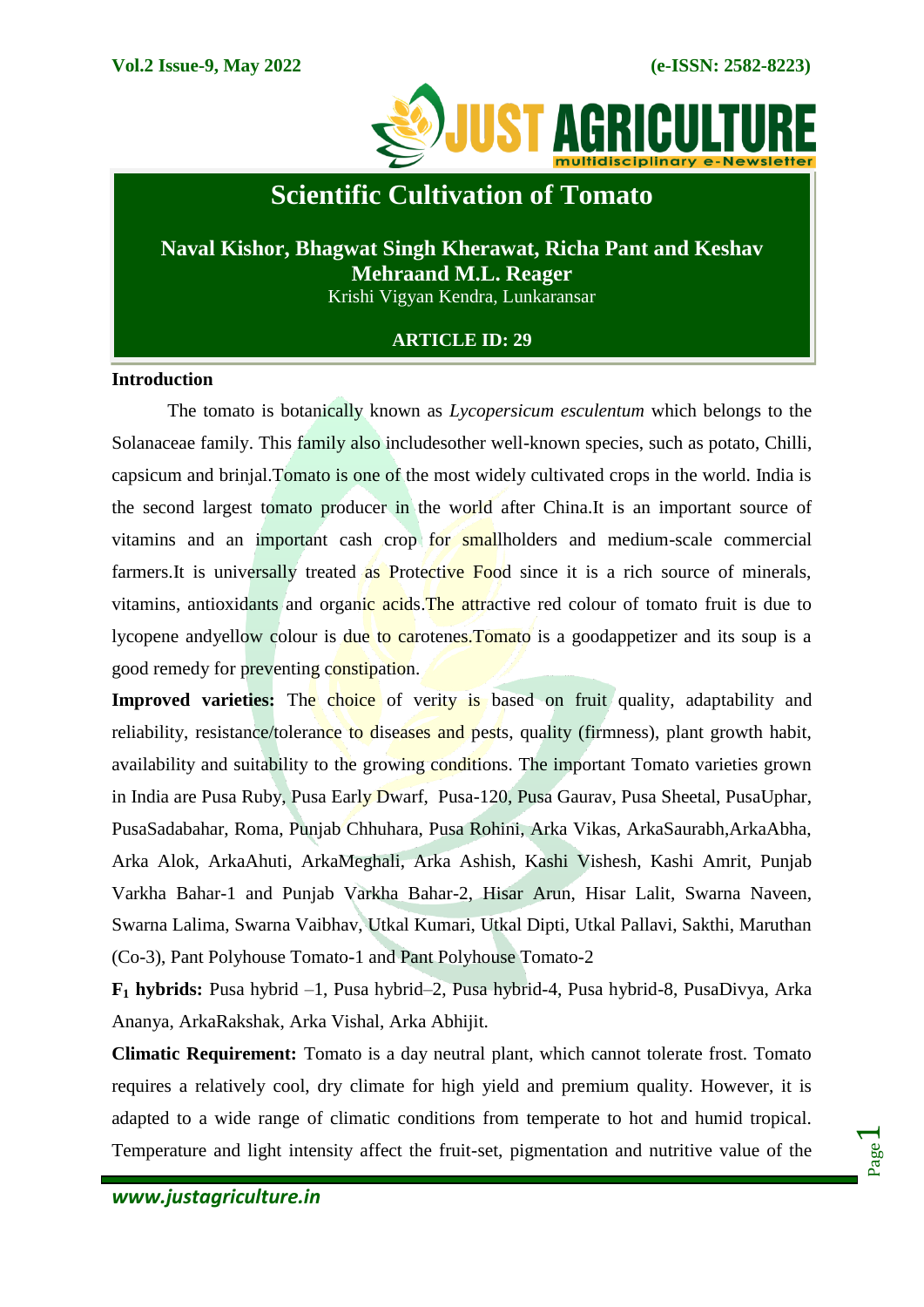# Scientific Cultivation of Tomato

**Naval Kishor, Bhagwat Singh Kherawat, Richa Pant and Keshav Mehraand M.L. Reager**

Krishi Vigyan Kendra, Lunkaransar

**ARTICLE ID: 29**

## Introduction

The tomato is botanically known as *Lycopersicum esculentum* which belongs to the Solanaceae family. This family also includesother well-known species, such as potato, Chilli, capsicum and brinjal.Tomato is one of the most widely cultivated crops in the world. India is the second largest tomato producer in the world after China.It is an important source of vitamins and an important cash crop for smallholders and medium-scale commercial farmers.It is universally treated as Protective Food since it is a rich source of minerals, vitamins, antioxidants and organic acids.The attractive red colour of tomato fruit is due to lycopene andyellow colour is due to carotenes.Tomato is a goodappetizer and its soup is a good remedy for preventing constipation.

**Improved varieties:** The choice of verity is based on fruit quality, adaptability and reliability, resistance/tolerance to diseases and pests, quality (firmness), plant growth habit, availability and suitability to the growing conditions. The important Tomato varieties grown in India are Pusa Ruby, Pusa Early Dwarf, Pusa-120, Pusa Gaurav, Pusa Sheetal, PusaUphar, PusaSadabahar, Roma, Punjab Chhuhara, Pusa Rohini, Arka Vikas, ArkaSaurabh,ArkaAbha, Arka Alok, ArkaAhuti, ArkaMeghali, Arka Ashish, Kashi Vishesh, Kashi Amrit, Punjab Varkha Bahar-1 and Punjab Varkha Bahar-2, Hisar Arun, Hisar Lalit, Swarna Naveen, Swarna Lalima, Swarna Vaibhav, Utkal Kumari, Utkal Dipti, Utkal Pallavi, Sakthi, Maruthan (Co-3), Pant Polyhouse Tomato-1 and Pant Polyhouse Tomato-2

**$F_1$ hybrids:** Pusa hybrid –1, Pusa hybrid–2, Pusa hybrid-4, Pusa hybrid-8, PusaDivya, Arka Ananya, ArkaRakshak, Arka Vishal, Arka Abhijit.

**Climatic Requirement:** Tomato is a day neutral plant, which cannot tolerate frost. Tomato requires a relatively cool, dry climate for high yield and premium quality. However, it is adapted to a wide range of climatic conditions from temperate to hot and humid tropical. Temperature and light intensity affect the fruit-set, pigmentation and nutritive value of the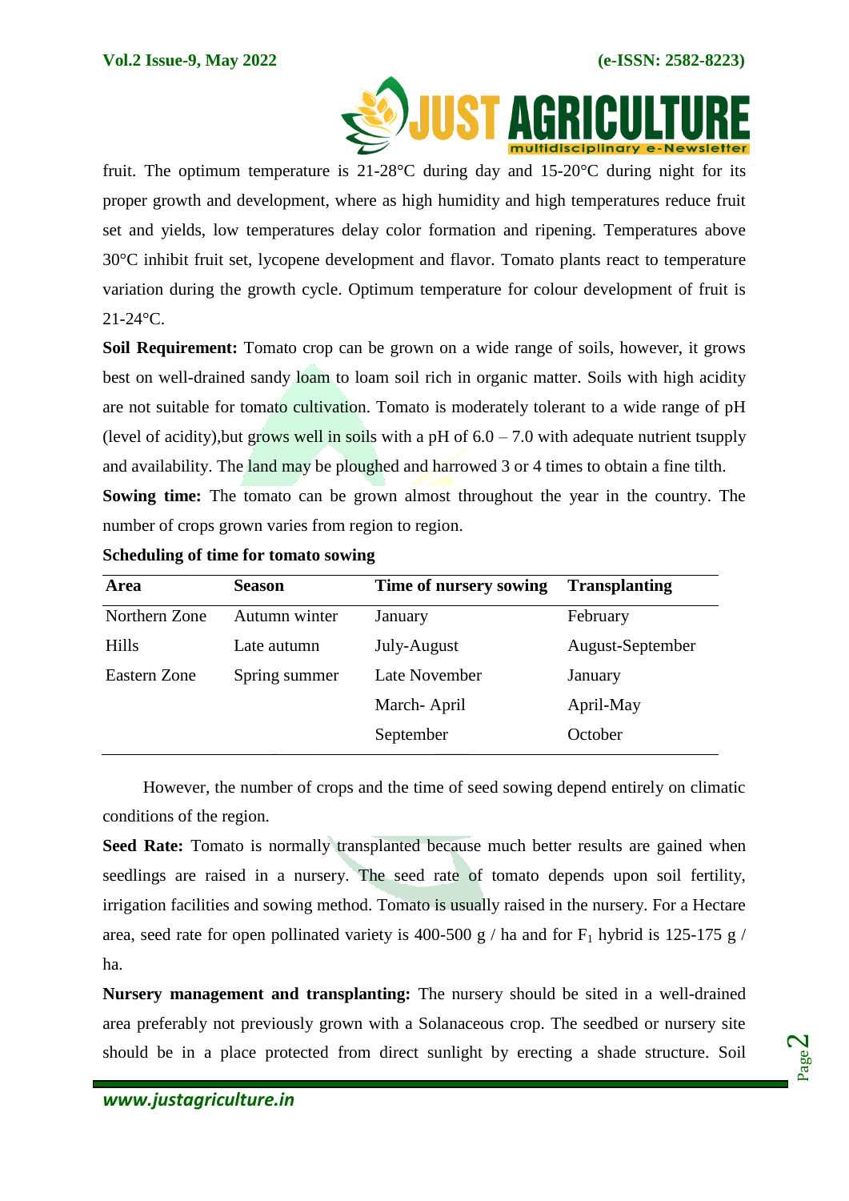fruit. The optimum temperature is 21-28°C during day and 15-20°C during night for its proper growth and development, where as high humidity and high temperatures reduce fruit set and yields, low temperatures delay color formation and ripening. Temperatures above 30°C inhibit fruit set, lycopene development and flavor. Tomato plants react to temperature variation during the growth cycle. Optimum temperature for colour development of fruit is 21-24°C.

**Soil Requirement:** Tomato crop can be grown on a wide range of soils, however, it grows best on well-drained sandy loam to loam soil rich in organic matter. Soils with high acidity are not suitable for tomato cultivation. Tomato is moderately tolerant to a wide range of pH (level of acidity),but grows well in soils with a pH of 6.0 – 7.0 with adequate nutrient tsupply and availability. The land may be ploughed and harrowed 3 or 4 times to obtain a fine tilth.

**Sowing time:** The tomato can be grown almost throughout the year in the country. The number of crops grown varies from region to region.

**Scheduling of time for tomato sowing**

| Area | Season | Time of nursery sowing | Transplanting |
|---|---|---|---|
| Northern Zone | Autumn winter | January | February |
| Hills | Late autumn | July-August | August-September |
| Eastern Zone | Spring summer | Late November | January |
| | | March- April | April-May |
| | | September | October |

However, the number of crops and the time of seed sowing depend entirely on climatic conditions of the region.

**Seed Rate:** Tomato is normally transplanted because much better results are gained when seedlings are raised in a nursery. The seed rate of tomato depends upon soil fertility, irrigation facilities and sowing method. Tomato is usually raised in the nursery. For a Hectare area, seed rate for open pollinated variety is 400-500 g / ha and for $F_1$ hybrid is 125-175 g / ha.

**Nursery management and transplanting:** The nursery should be sited in a well-drained area preferably not previously grown with a Solanaceous crop. The seedbed or nursery site should be in a place protected from direct sunlight by erecting a shade structure. Soil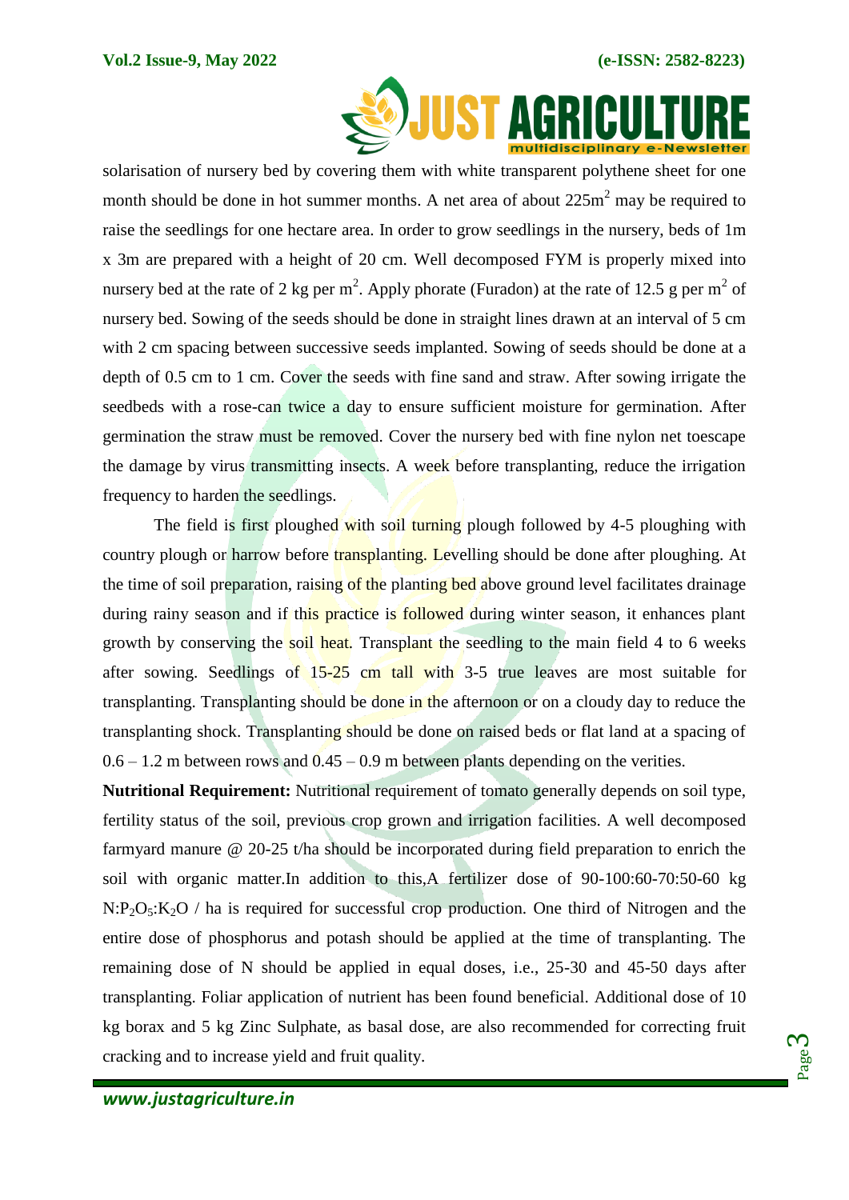solarisation of nursery bed by covering them with white transparent polythene sheet for one month should be done in hot summer months. A net area of about 225m$^2$ may be required to raise the seedlings for one hectare area. In order to grow seedlings in the nursery, beds of 1m x 3m are prepared with a height of 20 cm. Well decomposed FYM is properly mixed into nursery bed at the rate of 2 kg per m$^2$. Apply phorate (Furadon) at the rate of 12.5 g per m$^2$ of nursery bed. Sowing of the seeds should be done in straight lines drawn at an interval of 5 cm with 2 cm spacing between successive seeds implanted. Sowing of seeds should be done at a depth of 0.5 cm to 1 cm. Cover the seeds with fine sand and straw. After sowing irrigate the seedbeds with a rose-can twice a day to ensure sufficient moisture for germination. After germination the straw must be removed. Cover the nursery bed with fine nylon net toescape the damage by virus transmitting insects. A week before transplanting, reduce the irrigation frequency to harden the seedlings.

The field is first ploughed with soil turning plough followed by 4-5 ploughing with country plough or harrow before transplanting. Levelling should be done after ploughing. At the time of soil preparation, raising of the planting bed above ground level facilitates drainage during rainy season and if this practice is followed during winter season, it enhances plant growth by conserving the soil heat. Transplant the seedling to the main field 4 to 6 weeks after sowing. Seedlings of 15-25 cm tall with 3-5 true leaves are most suitable for transplanting. Transplanting should be done in the afternoon or on a cloudy day to reduce the transplanting shock. Transplanting should be done on raised beds or flat land at a spacing of 0.6 – 1.2 m between rows and 0.45 – 0.9 m between plants depending on the verities.

**Nutritional Requirement:** Nutritional requirement of tomato generally depends on soil type, fertility status of the soil, previous crop grown and irrigation facilities. A well decomposed farmyard manure @ 20-25 t/ha should be incorporated during field preparation to enrich the soil with organic matter.In addition to this,A fertilizer dose of 90-100:60-70:50-60 kg $N:P_2O_5:K_2O$ / ha is required for successful crop production. One third of Nitrogen and the entire dose of phosphorus and potash should be applied at the time of transplanting. The remaining dose of N should be applied in equal doses, i.e., 25-30 and 45-50 days after transplanting. Foliar application of nutrient has been found beneficial. Additional dose of 10 kg borax and 5 kg Zinc Sulphate, as basal dose, are also recommended for correcting fruit cracking and to increase yield and fruit quality.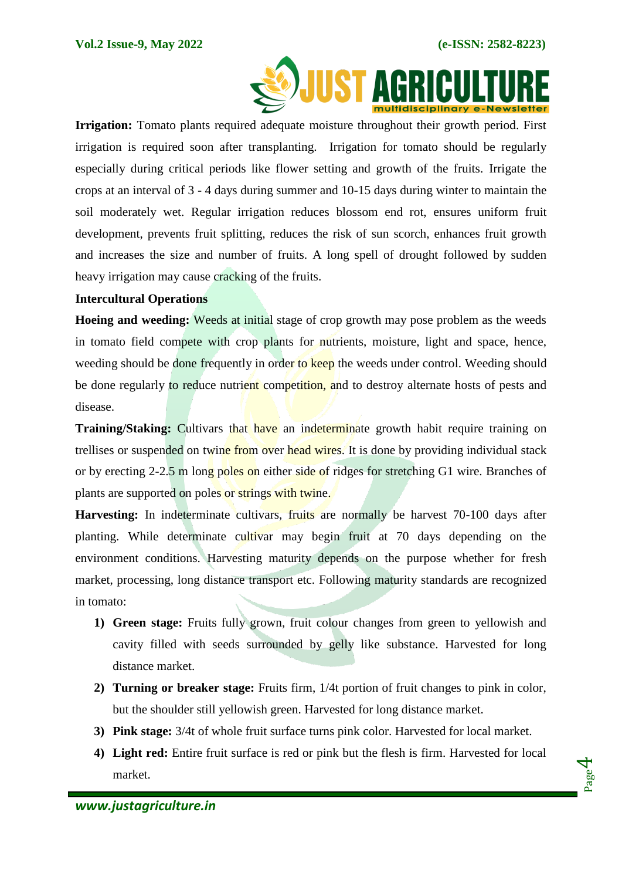**Irrigation:** Tomato plants required adequate moisture throughout their growth period. First irrigation is required soon after transplanting. Irrigation for tomato should be regularly especially during critical periods like flower setting and growth of the fruits. Irrigate the crops at an interval of 3 - 4 days during summer and 10-15 days during winter to maintain the soil moderately wet. Regular irrigation reduces blossom end rot, ensures uniform fruit development, prevents fruit splitting, reduces the risk of sun scorch, enhances fruit growth and increases the size and number of fruits. A long spell of drought followed by sudden heavy irrigation may cause cracking of the fruits.

**Intercultural Operations**

**Hoeing and weeding:** Weeds at initial stage of crop growth may pose problem as the weeds in tomato field compete with crop plants for nutrients, moisture, light and space, hence, weeding should be done frequently in order to keep the weeds under control. Weeding should be done regularly to reduce nutrient competition, and to destroy alternate hosts of pests and disease.

**Training/Staking:** Cultivars that have an indeterminate growth habit require training on trellises or suspended on twine from over head wires. It is done by providing individual stack or by erecting 2-2.5 m long poles on either side of ridges for stretching G1 wire. Branches of plants are supported on poles or strings with twine.

**Harvesting:** In indeterminate cultivars, fruits are normally be harvest 70-100 days after planting. While determinate cultivar may begin fruit at 70 days depending on the environment conditions. Harvesting maturity depends on the purpose whether for fresh market, processing, long distance transport etc. Following maturity standards are recognized in tomato:

1) **Green stage:** Fruits fully grown, fruit colour changes from green to yellowish and cavity filled with seeds surrounded by gelly like substance. Harvested for long distance market.
2) **Turning or breaker stage:** Fruits firm, 1/4t portion of fruit changes to pink in color, but the shoulder still yellowish green. Harvested for long distance market.
3) **Pink stage:** 3/4t of whole fruit surface turns pink color. Harvested for local market.
4) **Light red:** Entire fruit surface is red or pink but the flesh is firm. Harvested for local market.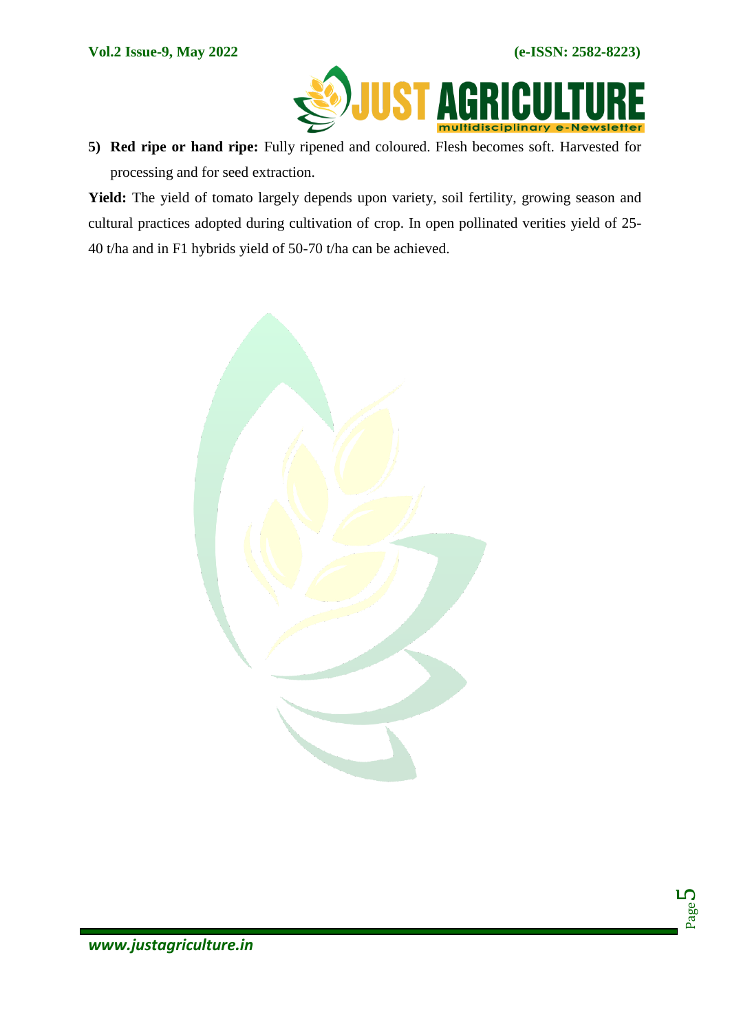5) **Red ripe or hand ripe:** Fully ripened and coloured. Flesh becomes soft. Harvested for processing and for seed extraction.

**Yield:** The yield of tomato largely depends upon variety, soil fertility, growing season and cultural practices adopted during cultivation of crop. In open pollinated verities yield of 25-40 t/ha and in F1 hybrids yield of 50-70 t/ha can be achieved.